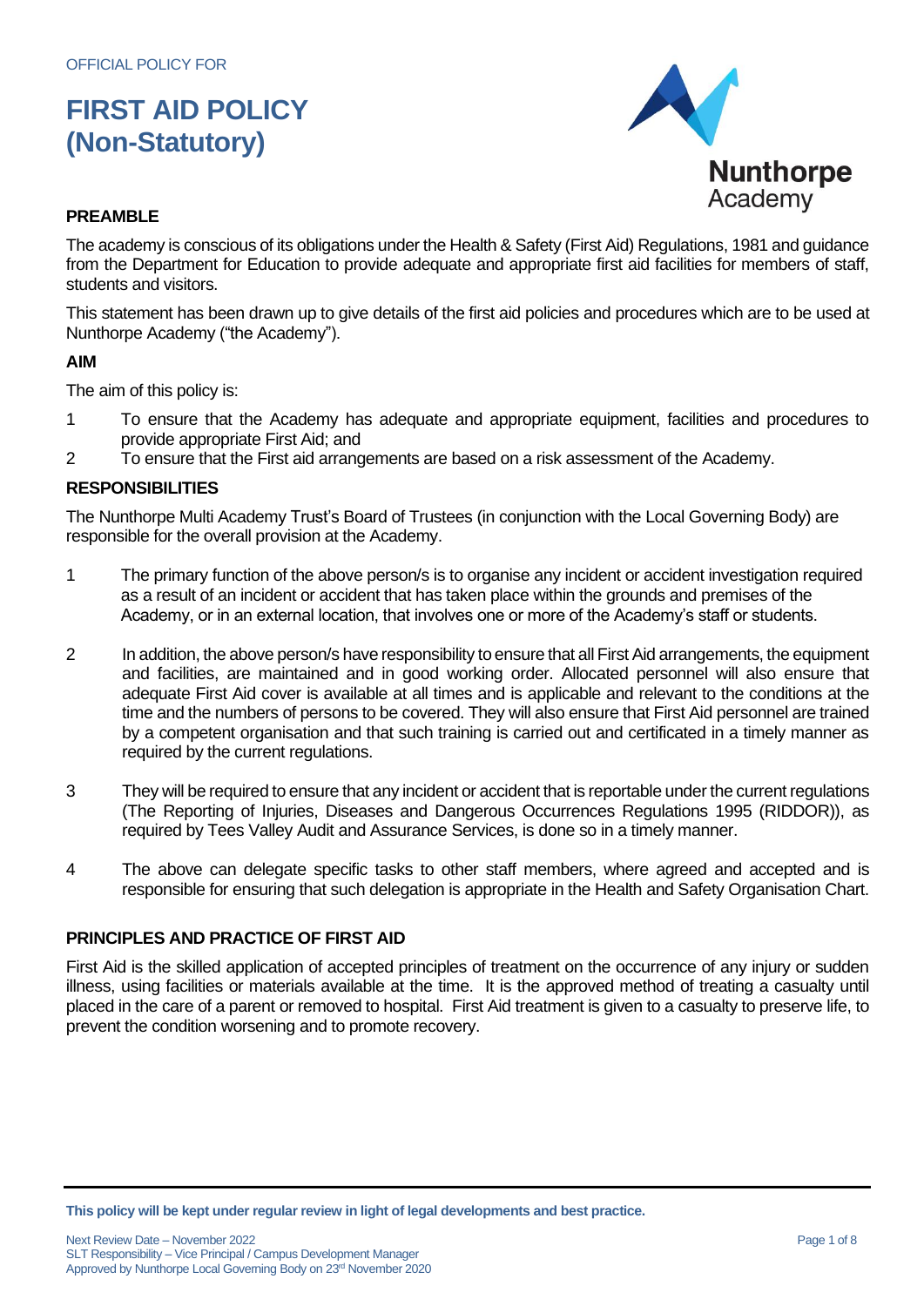OFFICIAL POLICY FOR

# FIRST AID POLICY (Non-Statutory)

Nunthorpe Academy

## PREAMBLE

The academy is conscious of its obligations under the Health & Safety (First Aid) Regulations, 1981 and guidance from the Department for Education to provide adequate and appropriate first aid facilities for members of staff, students and visitors.

This statement has been drawn up to give details of the first aid policies and procedures which are to be used at Nunthorpe Academy ("the Academy").

## AIM

The aim of this policy is:

1. To ensure that the Academy has adequate and appropriate equipment, facilities and procedures to provide appropriate First Aid; and
2. To ensure that the First aid arrangements are based on a risk assessment of the Academy.

## RESPONSIBILITIES

The Nunthorpe Multi Academy Trust's Board of Trustees (in conjunction with the Local Governing Body) are responsible for the overall provision at the Academy.

1. The primary function of the above person/s is to organise any incident or accident investigation required as a result of an incident or accident that has taken place within the grounds and premises of the Academy, or in an external location, that involves one or more of the Academy's staff or students.

2. In addition, the above person/s have responsibility to ensure that all First Aid arrangements, the equipment and facilities, are maintained and in good working order. Allocated personnel will also ensure that adequate First Aid cover is available at all times and is applicable and relevant to the conditions at the time and the numbers of persons to be covered. They will also ensure that First Aid personnel are trained by a competent organisation and that such training is carried out and certificated in a timely manner as required by the current regulations.

3. They will be required to ensure that any incident or accident that is reportable under the current regulations (The Reporting of Injuries, Diseases and Dangerous Occurrences Regulations 1995 (RIDDOR)), as required by Tees Valley Audit and Assurance Services, is done so in a timely manner.

4. The above can delegate specific tasks to other staff members, where agreed and accepted and is responsible for ensuring that such delegation is appropriate in the Health and Safety Organisation Chart.

## PRINCIPLES AND PRACTICE OF FIRST AID

First Aid is the skilled application of accepted principles of treatment on the occurrence of any injury or sudden illness, using facilities or materials available at the time. It is the approved method of treating a casualty until placed in the care of a parent or removed to hospital. First Aid treatment is given to a casualty to preserve life, to prevent the condition worsening and to promote recovery.

**This policy will be kept under regular review in light of legal developments and best practice.**

Next Review Date – November 2022
SLT Responsibility – Vice Principal / Campus Development Manager
Approved by Nunthorpe Local Governing Body on 23rd November 2020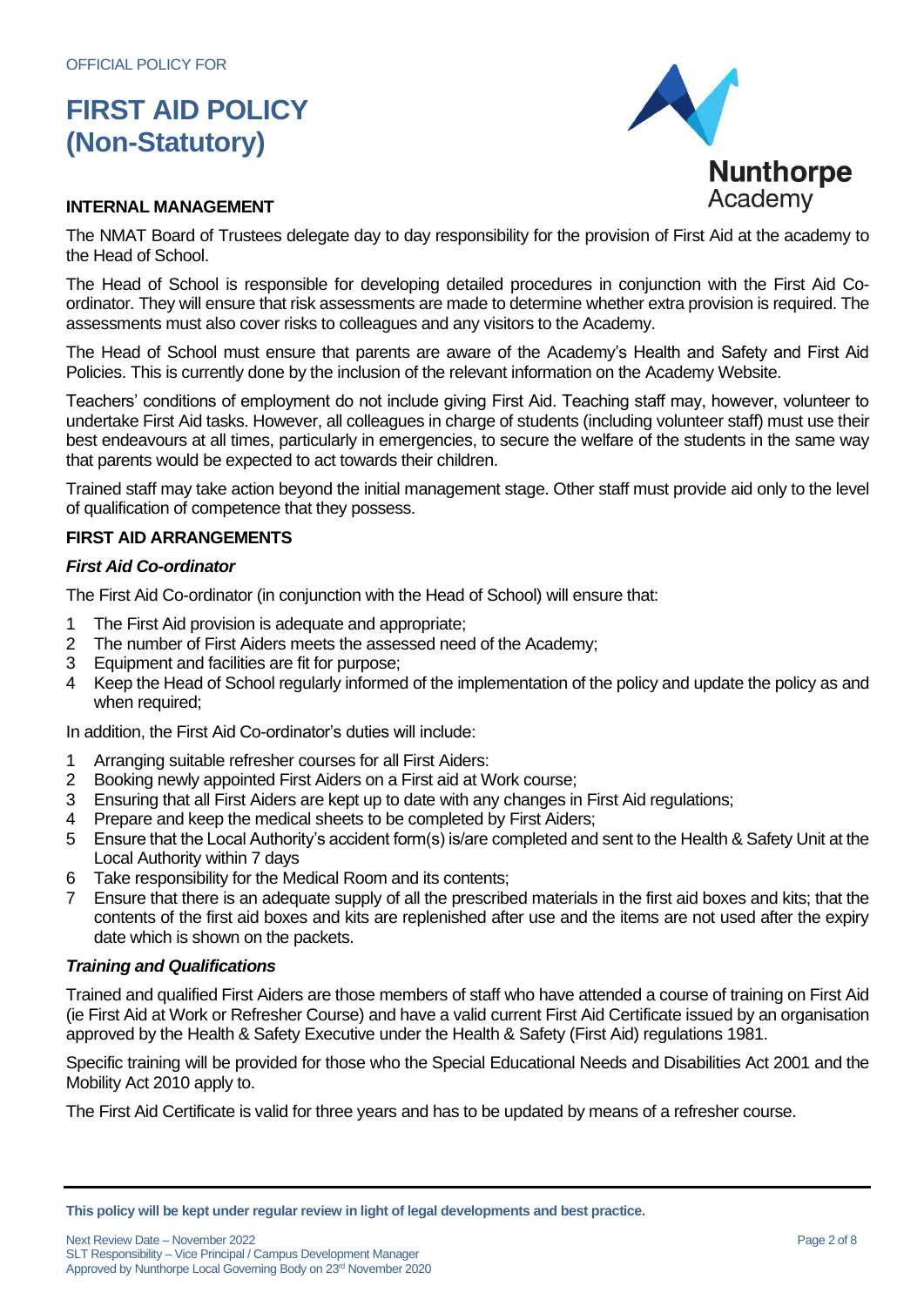OFFICIAL POLICY FOR

# FIRST AID POLICY (Non-Statutory)

Nunthorpe Academy

## INTERNAL MANAGEMENT

The NMAT Board of Trustees delegate day to day responsibility for the provision of First Aid at the academy to the Head of School.

The Head of School is responsible for developing detailed procedures in conjunction with the First Aid Co-ordinator. They will ensure that risk assessments are made to determine whether extra provision is required. The assessments must also cover risks to colleagues and any visitors to the Academy.

The Head of School must ensure that parents are aware of the Academy's Health and Safety and First Aid Policies. This is currently done by the inclusion of the relevant information on the Academy Website.

Teachers' conditions of employment do not include giving First Aid. Teaching staff may, however, volunteer to undertake First Aid tasks. However, all colleagues in charge of students (including volunteer staff) must use their best endeavours at all times, particularly in emergencies, to secure the welfare of the students in the same way that parents would be expected to act towards their children.

Trained staff may take action beyond the initial management stage. Other staff must provide aid only to the level of qualification of competence that they possess.

## FIRST AID ARRANGEMENTS

### *First Aid Co-ordinator*

The First Aid Co-ordinator (in conjunction with the Head of School) will ensure that:

1. The First Aid provision is adequate and appropriate;
2. The number of First Aiders meets the assessed need of the Academy;
3. Equipment and facilities are fit for purpose;
4. Keep the Head of School regularly informed of the implementation of the policy and update the policy as and when required;

In addition, the First Aid Co-ordinator's duties will include:

1. Arranging suitable refresher courses for all First Aiders:
2. Booking newly appointed First Aiders on a First aid at Work course;
3. Ensuring that all First Aiders are kept up to date with any changes in First Aid regulations;
4. Prepare and keep the medical sheets to be completed by First Aiders;
5. Ensure that the Local Authority's accident form(s) is/are completed and sent to the Health & Safety Unit at the Local Authority within 7 days
6. Take responsibility for the Medical Room and its contents;
7. Ensure that there is an adequate supply of all the prescribed materials in the first aid boxes and kits; that the contents of the first aid boxes and kits are replenished after use and the items are not used after the expiry date which is shown on the packets.

### *Training and Qualifications*

Trained and qualified First Aiders are those members of staff who have attended a course of training on First Aid (ie First Aid at Work or Refresher Course) and have a valid current First Aid Certificate issued by an organisation approved by the Health & Safety Executive under the Health & Safety (First Aid) regulations 1981.

Specific training will be provided for those who the Special Educational Needs and Disabilities Act 2001 and the Mobility Act 2010 apply to.

The First Aid Certificate is valid for three years and has to be updated by means of a refresher course.

**This policy will be kept under regular review in light of legal developments and best practice.**

Next Review Date – November 2022
SLT Responsibility – Vice Principal / Campus Development Manager
Approved by Nunthorpe Local Governing Body on 23rd November 2020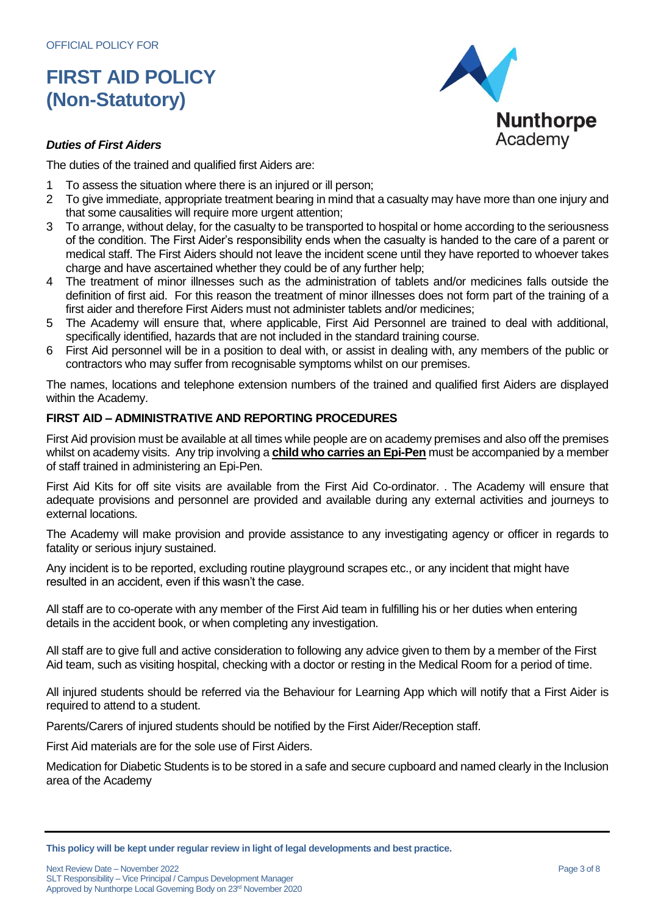OFFICIAL POLICY FOR

# FIRST AID POLICY (Non-Statutory)

***Duties of First Aiders***

The duties of the trained and qualified first Aiders are:

1. To assess the situation where there is an injured or ill person;
2. To give immediate, appropriate treatment bearing in mind that a casualty may have more than one injury and that some causalities will require more urgent attention;
3. To arrange, without delay, for the casualty to be transported to hospital or home according to the seriousness of the condition. The First Aider's responsibility ends when the casualty is handed to the care of a parent or medical staff. The First Aiders should not leave the incident scene until they have reported to whoever takes charge and have ascertained whether they could be of any further help;
4. The treatment of minor illnesses such as the administration of tablets and/or medicines falls outside the definition of first aid. For this reason the treatment of minor illnesses does not form part of the training of a first aider and therefore First Aiders must not administer tablets and/or medicines;
5. The Academy will ensure that, where applicable, First Aid Personnel are trained to deal with additional, specifically identified, hazards that are not included in the standard training course.
6. First Aid personnel will be in a position to deal with, or assist in dealing with, any members of the public or contractors who may suffer from recognisable symptoms whilst on our premises.

The names, locations and telephone extension numbers of the trained and qualified first Aiders are displayed within the Academy.

## FIRST AID – ADMINISTRATIVE AND REPORTING PROCEDURES

First Aid provision must be available at all times while people are on academy premises and also off the premises whilst on academy visits. Any trip involving a **child who carries an Epi-Pen** must be accompanied by a member of staff trained in administering an Epi-Pen.

First Aid Kits for off site visits are available from the First Aid Co-ordinator. . The Academy will ensure that adequate provisions and personnel are provided and available during any external activities and journeys to external locations.

The Academy will make provision and provide assistance to any investigating agency or officer in regards to fatality or serious injury sustained.

Any incident is to be reported, excluding routine playground scrapes etc., or any incident that might have resulted in an accident, even if this wasn't the case.

All staff are to co-operate with any member of the First Aid team in fulfilling his or her duties when entering details in the accident book, or when completing any investigation.

All staff are to give full and active consideration to following any advice given to them by a member of the First Aid team, such as visiting hospital, checking with a doctor or resting in the Medical Room for a period of time.

All injured students should be referred via the Behaviour for Learning App which will notify that a First Aider is required to attend to a student.

Parents/Carers of injured students should be notified by the First Aider/Reception staff.

First Aid materials are for the sole use of First Aiders.

Medication for Diabetic Students is to be stored in a safe and secure cupboard and named clearly in the Inclusion area of the Academy

**This policy will be kept under regular review in light of legal developments and best practice.**

Next Review Date – November 2022
SLT Responsibility – Vice Principal / Campus Development Manager
Approved by Nunthorpe Local Governing Body on 23rd November 2020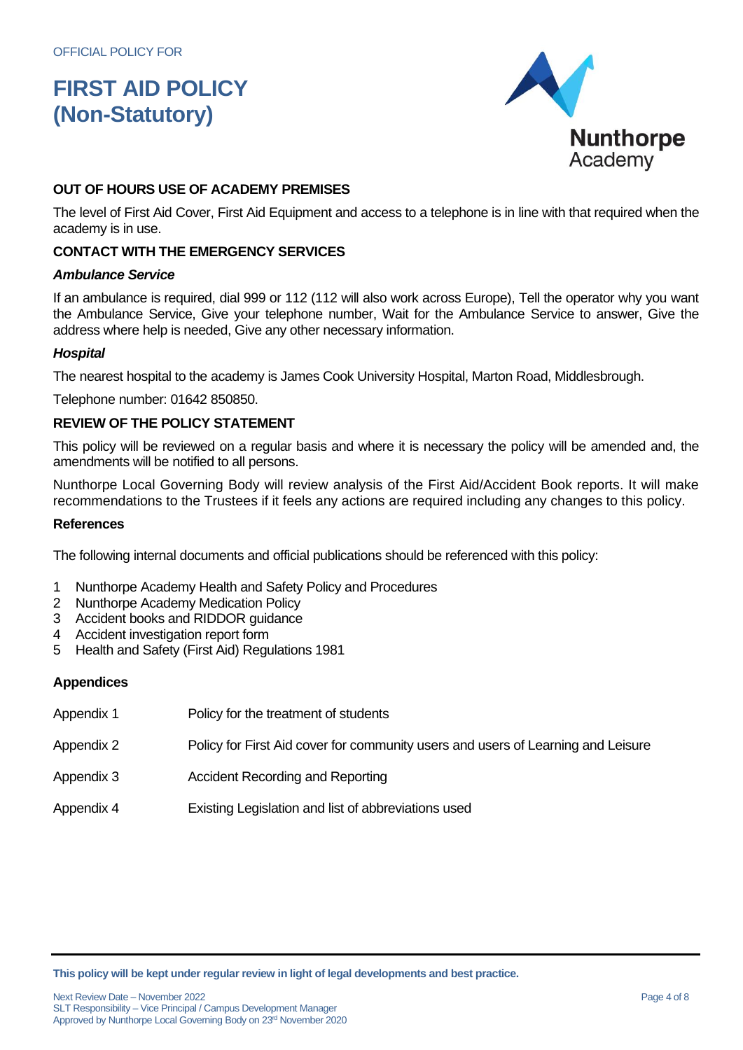## OUT OF HOURS USE OF ACADEMY PREMISES

The level of First Aid Cover, First Aid Equipment and access to a telephone is in line with that required when the academy is in use.

## CONTACT WITH THE EMERGENCY SERVICES

### *Ambulance Service*

If an ambulance is required, dial 999 or 112 (112 will also work across Europe), Tell the operator why you want the Ambulance Service, Give your telephone number, Wait for the Ambulance Service to answer, Give the address where help is needed, Give any other necessary information.

### *Hospital*

The nearest hospital to the academy is James Cook University Hospital, Marton Road, Middlesbrough.

Telephone number: 01642 850850.

## REVIEW OF THE POLICY STATEMENT

This policy will be reviewed on a regular basis and where it is necessary the policy will be amended and, the amendments will be notified to all persons.

Nunthorpe Local Governing Body will review analysis of the First Aid/Accident Book reports. It will make recommendations to the Trustees if it feels any actions are required including any changes to this policy.

### References

The following internal documents and official publications should be referenced with this policy:

1. Nunthorpe Academy Health and Safety Policy and Procedures
2. Nunthorpe Academy Medication Policy
3. Accident books and RIDDOR guidance
4. Accident investigation report form
5. Health and Safety (First Aid) Regulations 1981

### Appendices

| | |
|---|---|
| Appendix 1 | Policy for the treatment of students |
| Appendix 2 | Policy for First Aid cover for community users and users of Learning and Leisure |
| Appendix 3 | Accident Recording and Reporting |
| Appendix 4 | Existing Legislation and list of abbreviations used |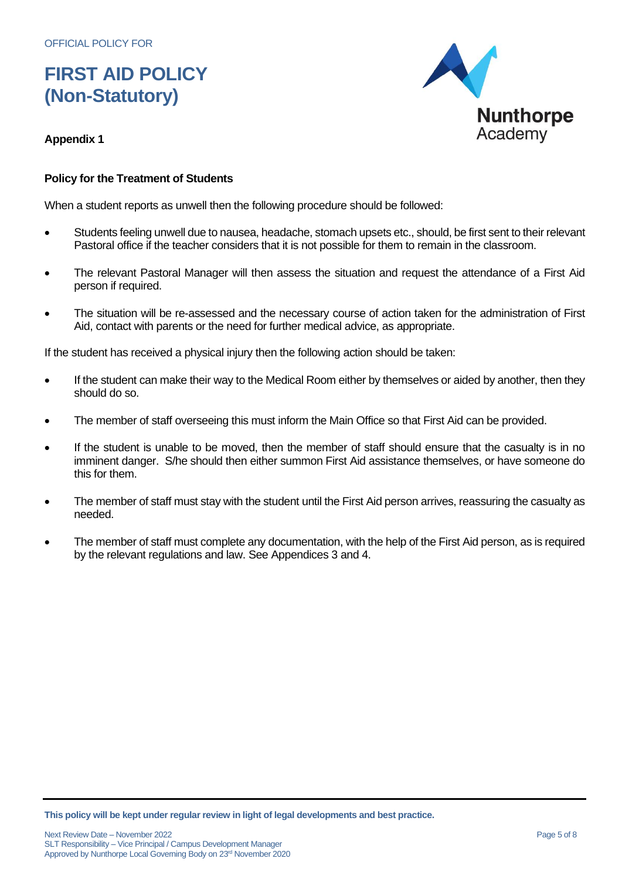OFFICIAL POLICY FOR

# FIRST AID POLICY (Non-Statutory)

**Appendix 1**

**Policy for the Treatment of Students**

When a student reports as unwell then the following procedure should be followed:

- Students feeling unwell due to nausea, headache, stomach upsets etc., should, be first sent to their relevant Pastoral office if the teacher considers that it is not possible for them to remain in the classroom.
- The relevant Pastoral Manager will then assess the situation and request the attendance of a First Aid person if required.
- The situation will be re-assessed and the necessary course of action taken for the administration of First Aid, contact with parents or the need for further medical advice, as appropriate.

If the student has received a physical injury then the following action should be taken:

- If the student can make their way to the Medical Room either by themselves or aided by another, then they should do so.
- The member of staff overseeing this must inform the Main Office so that First Aid can be provided.
- If the student is unable to be moved, then the member of staff should ensure that the casualty is in no imminent danger. S/he should then either summon First Aid assistance themselves, or have someone do this for them.
- The member of staff must stay with the student until the First Aid person arrives, reassuring the casualty as needed.
- The member of staff must complete any documentation, with the help of the First Aid person, as is required by the relevant regulations and law. See Appendices 3 and 4.

**This policy will be kept under regular review in light of legal developments and best practice.**

Next Review Date – November 2022
SLT Responsibility – Vice Principal / Campus Development Manager
Approved by Nunthorpe Local Governing Body on 23rd November 2020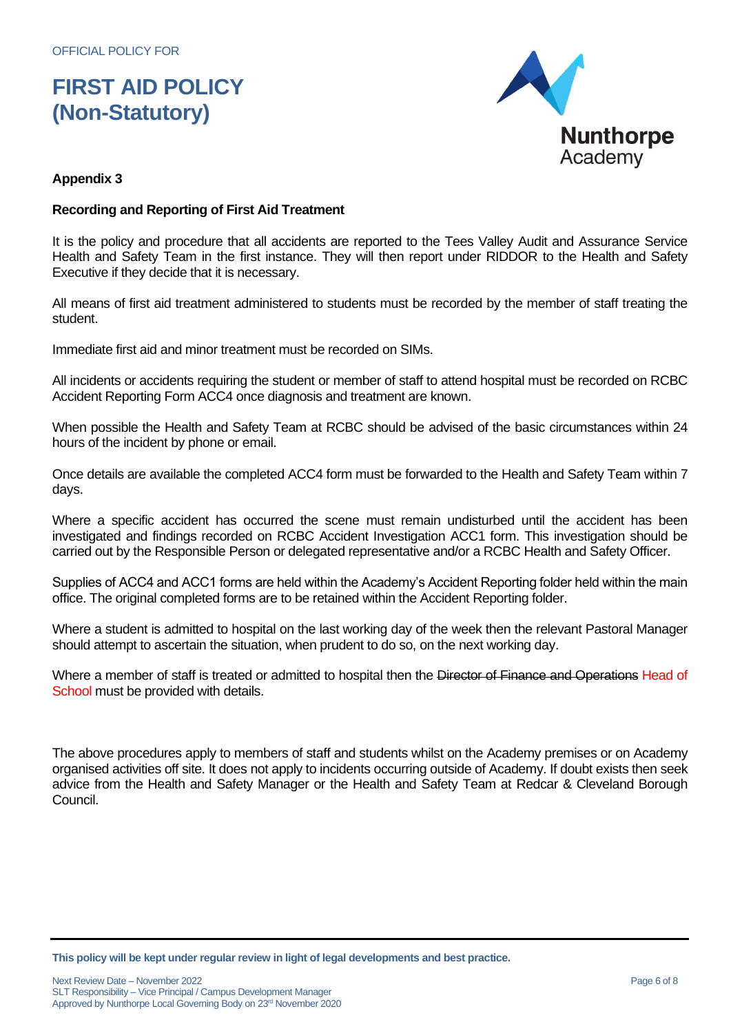## Appendix 3

### Recording and Reporting of First Aid Treatment

It is the policy and procedure that all accidents are reported to the Tees Valley Audit and Assurance Service Health and Safety Team in the first instance. They will then report under RIDDOR to the Health and Safety Executive if they decide that it is necessary.

All means of first aid treatment administered to students must be recorded by the member of staff treating the student.

Immediate first aid and minor treatment must be recorded on SIMs.

All incidents or accidents requiring the student or member of staff to attend hospital must be recorded on RCBC Accident Reporting Form ACC4 once diagnosis and treatment are known.

When possible the Health and Safety Team at RCBC should be advised of the basic circumstances within 24 hours of the incident by phone or email.

Once details are available the completed ACC4 form must be forwarded to the Health and Safety Team within 7 days.

Where a specific accident has occurred the scene must remain undisturbed until the accident has been investigated and findings recorded on RCBC Accident Investigation ACC1 form. This investigation should be carried out by the Responsible Person or delegated representative and/or a RCBC Health and Safety Officer.

Supplies of ACC4 and ACC1 forms are held within the Academy's Accident Reporting folder held within the main office. The original completed forms are to be retained within the Accident Reporting folder.

Where a student is admitted to hospital on the last working day of the week then the relevant Pastoral Manager should attempt to ascertain the situation, when prudent to do so, on the next working day.

Where a member of staff is treated or admitted to hospital then the ~~Director of Finance and Operations~~ Head of School must be provided with details.

The above procedures apply to members of staff and students whilst on the Academy premises or on Academy organised activities off site. It does not apply to incidents occurring outside of Academy. If doubt exists then seek advice from the Health and Safety Manager or the Health and Safety Team at Redcar & Cleveland Borough Council.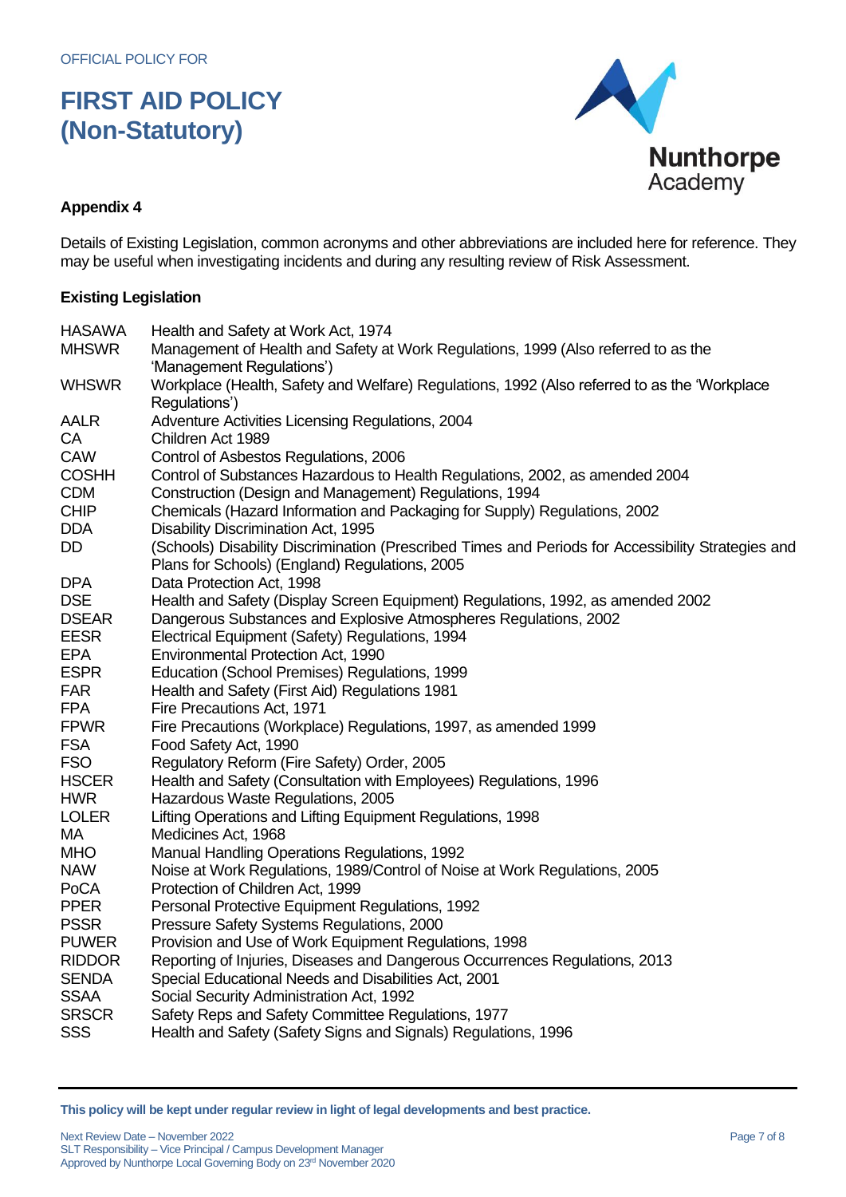## Appendix 4

Details of Existing Legislation, common acronyms and other abbreviations are included here for reference. They may be useful when investigating incidents and during any resulting review of Risk Assessment.

### Existing Legislation

| | |
|---|---|
| HASAWA | Health and Safety at Work Act, 1974 |
| MHSWR | Management of Health and Safety at Work Regulations, 1999 (Also referred to as the 'Management Regulations') |
| WHSWR | Workplace (Health, Safety and Welfare) Regulations, 1992 (Also referred to as the 'Workplace Regulations') |
| AALR | Adventure Activities Licensing Regulations, 2004 |
| CA | Children Act 1989 |
| CAW | Control of Asbestos Regulations, 2006 |
| COSHH | Control of Substances Hazardous to Health Regulations, 2002, as amended 2004 |
| CDM | Construction (Design and Management) Regulations, 1994 |
| CHIP | Chemicals (Hazard Information and Packaging for Supply) Regulations, 2002 |
| DDA | Disability Discrimination Act, 1995 |
| DD | (Schools) Disability Discrimination (Prescribed Times and Periods for Accessibility Strategies and Plans for Schools) (England) Regulations, 2005 |
| DPA | Data Protection Act, 1998 |
| DSE | Health and Safety (Display Screen Equipment) Regulations, 1992, as amended 2002 |
| DSEAR | Dangerous Substances and Explosive Atmospheres Regulations, 2002 |
| EESR | Electrical Equipment (Safety) Regulations, 1994 |
| EPA | Environmental Protection Act, 1990 |
| ESPR | Education (School Premises) Regulations, 1999 |
| FAR | Health and Safety (First Aid) Regulations 1981 |
| FPA | Fire Precautions Act, 1971 |
| FPWR | Fire Precautions (Workplace) Regulations, 1997, as amended 1999 |
| FSA | Food Safety Act, 1990 |
| FSO | Regulatory Reform (Fire Safety) Order, 2005 |
| HSCER | Health and Safety (Consultation with Employees) Regulations, 1996 |
| HWR | Hazardous Waste Regulations, 2005 |
| LOLER | Lifting Operations and Lifting Equipment Regulations, 1998 |
| MA | Medicines Act, 1968 |
| MHO | Manual Handling Operations Regulations, 1992 |
| NAW | Noise at Work Regulations, 1989/Control of Noise at Work Regulations, 2005 |
| PoCA | Protection of Children Act, 1999 |
| PPER | Personal Protective Equipment Regulations, 1992 |
| PSSR | Pressure Safety Systems Regulations, 2000 |
| PUWER | Provision and Use of Work Equipment Regulations, 1998 |
| RIDDOR | Reporting of Injuries, Diseases and Dangerous Occurrences Regulations, 2013 |
| SENDA | Special Educational Needs and Disabilities Act, 2001 |
| SSAA | Social Security Administration Act, 1992 |
| SRSCR | Safety Reps and Safety Committee Regulations, 1977 |
| SSS | Health and Safety (Safety Signs and Signals) Regulations, 1996 |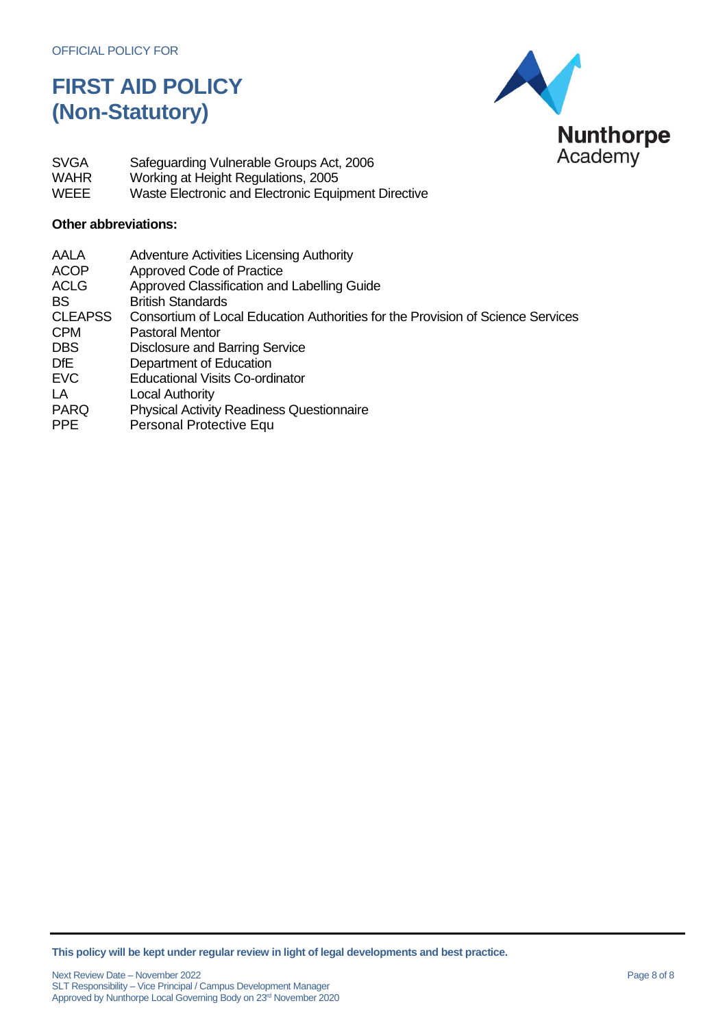SVGA Safeguarding Vulnerable Groups Act, 2006
WAHR Working at Height Regulations, 2005
WEEE Waste Electronic and Electronic Equipment Directive

**Other abbreviations:**

| | |
|---|---|
| AALA | Adventure Activities Licensing Authority |
| ACOP | Approved Code of Practice |
| ACLG | Approved Classification and Labelling Guide |
| BS | British Standards |
| CLEAPSS | Consortium of Local Education Authorities for the Provision of Science Services |
| CPM | Pastoral Mentor |
| DBS | Disclosure and Barring Service |
| DfE | Department of Education |
| EVC | Educational Visits Co-ordinator |
| LA | Local Authority |
| PARQ | Physical Activity Readiness Questionnaire |
| PPE | Personal Protective Equ |